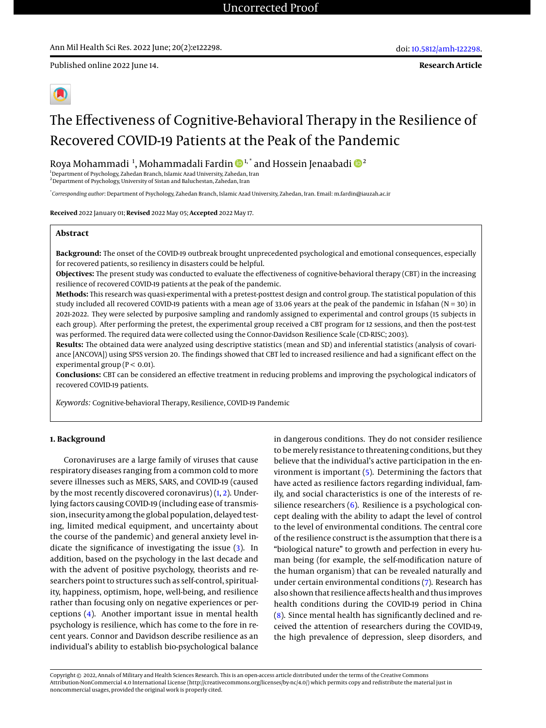# The Effectiveness of Cognitive-Behavioral Therapy in the Resilience of Recovered COVID-19 Patients at the Peak of the Pandemic

Roya Mohammadi [1], Mohammadali Fardin [1,*] and Hossein Jenaabadi [2]

[1] Department of Psychology, Zahedan Branch, Islamic Azad University, Zahedan, Iran
[2] Department of Psychology, University of Sistan and Baluchestan, Zahedan, Iran

[*] *Corresponding author*: Department of Psychology, Zahedan Branch, Islamic Azad University, Zahedan, Iran. Email: m.fardin@iauzah.ac.ir

**Received** 2022 January 01; **Revised** 2022 May 05; **Accepted** 2022 May 17.

## Abstract

**Background:** The onset of the COVID-19 outbreak brought unprecedented psychological and emotional consequences, especially for recovered patients, so resiliency in disasters could be helpful.

**Objectives:** The present study was conducted to evaluate the effectiveness of cognitive-behavioral therapy (CBT) in the increasing resilience of recovered COVID-19 patients at the peak of the pandemic.

**Methods:** This research was quasi-experimental with a pretest-posttest design and control group. The statistical population of this study included all recovered COVID-19 patients with a mean age of 33.06 years at the peak of the pandemic in Isfahan (N = 30) in 2021-2022. They were selected by purposive sampling and randomly assigned to experimental and control groups (15 subjects in each group). After performing the pretest, the experimental group received a CBT program for 12 sessions, and then the post-test was performed. The required data were collected using the Connor-Davidson Resilience Scale (CD-RISC; 2003).

**Results:** The obtained data were analyzed using descriptive statistics (mean and SD) and inferential statistics (analysis of covariance [ANCOVA]) using SPSS version 20. The findings showed that CBT led to increased resilience and had a significant effect on the experimental group ($P < 0.01$).

**Conclusions:** CBT can be considered an effective treatment in reducing problems and improving the psychological indicators of recovered COVID-19 patients.

*Keywords:* Cognitive-behavioral Therapy, Resilience, COVID-19 Pandemic

## 1. Background

Coronaviruses are a large family of viruses that cause respiratory diseases ranging from a common cold to more severe illnesses such as MERS, SARS, and COVID-19 (caused by the most recently discovered coronavirus) (1, 2). Underlying factors causing COVID-19 (including ease of transmission, insecurity among the global population, delayed testing, limited medical equipment, and uncertainty about the course of the pandemic) and general anxiety level indicate the significance of investigating the issue (3). In addition, based on the psychology in the last decade and with the advent of positive psychology, theorists and researchers point to structures such as self-control, spirituality, happiness, optimism, hope, well-being, and resilience rather than focusing only on negative experiences or perceptions (4). Another important issue in mental health psychology is resilience, which has come to the fore in recent years. Connor and Davidson describe resilience as an individual's ability to establish bio-psychological balance in dangerous conditions. They do not consider resilience to be merely resistance to threatening conditions, but they believe that the individual's active participation in the environment is important (5). Determining the factors that have acted as resilience factors regarding individual, family, and social characteristics is one of the interests of resilience researchers (6). Resilience is a psychological concept dealing with the ability to adapt the level of control to the level of environmental conditions. The central core of the resilience construct is the assumption that there is a "biological nature" to growth and perfection in every human being (for example, the self-modification nature of the human organism) that can be revealed naturally and under certain environmental conditions (7). Research has also shown that resilience affects health and thus improves health conditions during the COVID-19 period in China (8). Since mental health has significantly declined and received the attention of researchers during the COVID-19, the high prevalence of depression, sleep disorders, and

Copyright © 2022, Annals of Military and Health Sciences Research. This is an open-access article distributed under the terms of the Creative Commons Attribution-NonCommercial 4.0 International License (http://creativecommons.org/licenses/by-nc/4.0/) which permits copy and redistribute the material just in noncommercial usages, provided the original work is properly cited.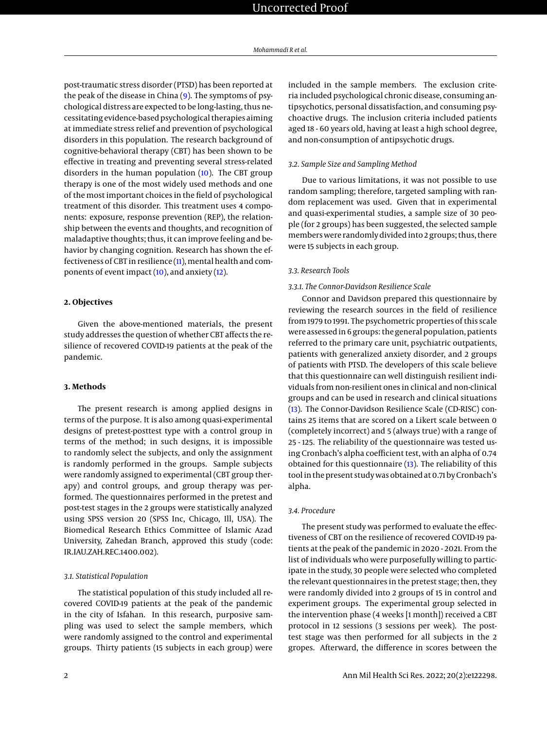post-traumatic stress disorder (PTSD) has been reported at the peak of the disease in China (9). The symptoms of psychological distress are expected to be long-lasting, thus necessitating evidence-based psychological therapies aiming at immediate stress relief and prevention of psychological disorders in this population. The research background of cognitive-behavioral therapy (CBT) has been shown to be effective in treating and preventing several stress-related disorders in the human population (10). The CBT group therapy is one of the most widely used methods and one of the most important choices in the field of psychological treatment of this disorder. This treatment uses 4 components: exposure, response prevention (REP), the relationship between the events and thoughts, and recognition of maladaptive thoughts; thus, it can improve feeling and behavior by changing cognition. Research has shown the effectiveness of CBT in resilience (11), mental health and components of event impact (10), and anxiety (12).

## 2. Objectives

Given the above-mentioned materials, the present study addresses the question of whether CBT affects the resilience of recovered COVID-19 patients at the peak of the pandemic.

## 3. Methods

The present research is among applied designs in terms of the purpose. It is also among quasi-experimental designs of pretest-posttest type with a control group in terms of the method; in such designs, it is impossible to randomly select the subjects, and only the assignment is randomly performed in the groups. Sample subjects were randomly assigned to experimental (CBT group therapy) and control groups, and group therapy was performed. The questionnaires performed in the pretest and post-test stages in the 2 groups were statistically analyzed using SPSS version 20 (SPSS Inc, Chicago, Ill, USA). The Biomedical Research Ethics Committee of Islamic Azad University, Zahedan Branch, approved this study (code: IR.IAU.ZAH.REC.1400.002).

### 3.1. Statistical Population

The statistical population of this study included all recovered COVID-19 patients at the peak of the pandemic in the city of Isfahan. In this research, purposive sampling was used to select the sample members, which were randomly assigned to the control and experimental groups. Thirty patients (15 subjects in each group) were included in the sample members. The exclusion criteria included psychological chronic disease, consuming antipsychotics, personal dissatisfaction, and consuming psychoactive drugs. The inclusion criteria included patients aged 18 - 60 years old, having at least a high school degree, and non-consumption of antipsychotic drugs.

### 3.2. Sample Size and Sampling Method

Due to various limitations, it was not possible to use random sampling; therefore, targeted sampling with random replacement was used. Given that in experimental and quasi-experimental studies, a sample size of 30 people (for 2 groups) has been suggested, the selected sample members were randomly divided into 2 groups; thus, there were 15 subjects in each group.

### 3.3. Research Tools

#### 3.3.1. The Connor-Davidson Resilience Scale

Connor and Davidson prepared this questionnaire by reviewing the research sources in the field of resilience from 1979 to 1991. The psychometric properties of this scale were assessed in 6 groups: the general population, patients referred to the primary care unit, psychiatric outpatients, patients with generalized anxiety disorder, and 2 groups of patients with PTSD. The developers of this scale believe that this questionnaire can well distinguish resilient individuals from non-resilient ones in clinical and non-clinical groups and can be used in research and clinical situations (13). The Connor-Davidson Resilience Scale (CD-RISC) contains 25 items that are scored on a Likert scale between 0 (completely incorrect) and 5 (always true) with a range of 25 - 125. The reliability of the questionnaire was tested using Cronbach's alpha coefficient test, with an alpha of 0.74 obtained for this questionnaire (13). The reliability of this tool in the present study was obtained at 0.71 by Cronbach's alpha.

### 3.4. Procedure

The present study was performed to evaluate the effectiveness of CBT on the resilience of recovered COVID-19 patients at the peak of the pandemic in 2020 - 2021. From the list of individuals who were purposefully willing to participate in the study, 30 people were selected who completed the relevant questionnaires in the pretest stage; then, they were randomly divided into 2 groups of 15 in control and experiment groups. The experimental group selected in the intervention phase (4 weeks [1 month]) received a CBT protocol in 12 sessions (3 sessions per week). The post-test stage was then performed for all subjects in the 2 gropes. Afterward, the difference in scores between the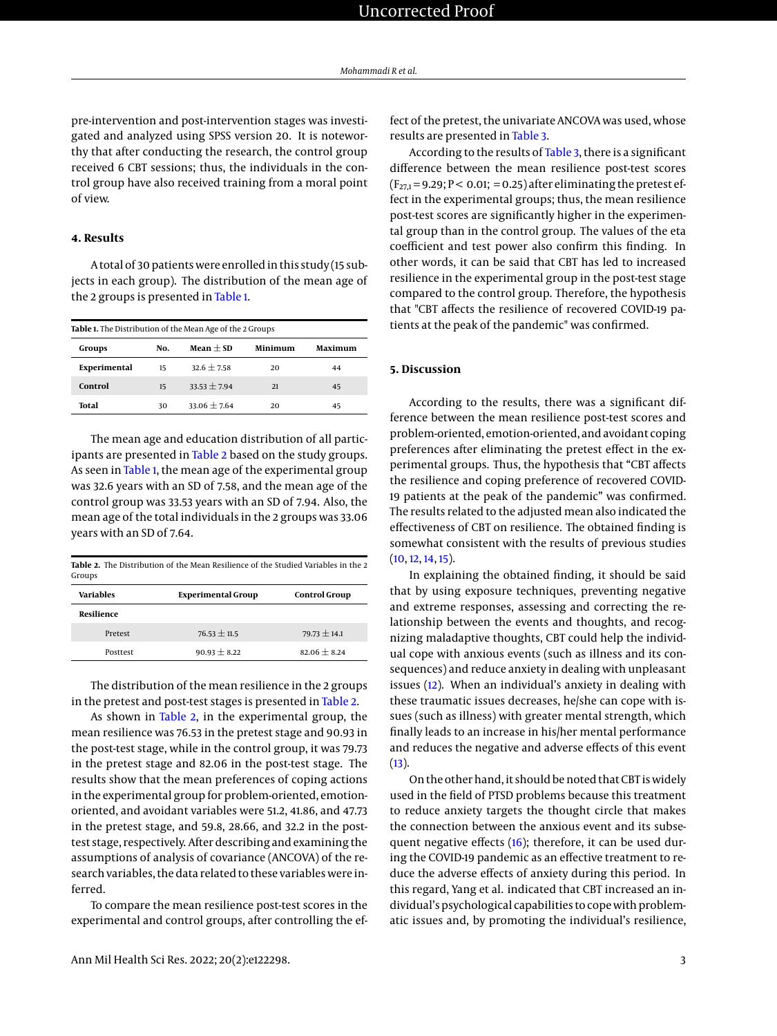pre-intervention and post-intervention stages was investigated and analyzed using SPSS version 20. It is noteworthy that after conducting the research, the control group received 6 CBT sessions; thus, the individuals in the control group have also received training from a moral point of view.

## 4. Results

A total of 30 patients were enrolled in this study (15 subjects in each group). The distribution of the mean age of the 2 groups is presented in Table 1.

**Table 1.** The Distribution of the Mean Age of the 2 Groups

| Groups | No. | Mean ± SD | Minimum | Maximum |
|---|---|---|---|---|
| **Experimental** | 15 | 32.6 ± 7.58 | 20 | 44 |
| **Control** | 15 | 33.53 ± 7.94 | 21 | 45 |
| **Total** | 30 | 33.06 ± 7.64 | 20 | 45 |

The mean age and education distribution of all participants are presented in Table 2 based on the study groups. As seen in Table 1, the mean age of the experimental group was 32.6 years with an SD of 7.58, and the mean age of the control group was 33.53 years with an SD of 7.94. Also, the mean age of the total individuals in the 2 groups was 33.06 years with an SD of 7.64.

**Table 2.** The Distribution of the Mean Resilience of the Studied Variables in the 2 Groups

| Variables | Experimental Group | Control Group |
|---|---|---|
| **Resilience** | | |
| Pretest | 76.53 ± 11.5 | 79.73 ± 14.1 |
| Posttest | 90.93 ± 8.22 | 82.06 ± 8.24 |

The distribution of the mean resilience in the 2 groups in the pretest and post-test stages is presented in Table 2.

As shown in Table 2, in the experimental group, the mean resilience was 76.53 in the pretest stage and 90.93 in the post-test stage, while in the control group, it was 79.73 in the pretest stage and 82.06 in the post-test stage. The results show that the mean preferences of coping actions in the experimental group for problem-oriented, emotion-oriented, and avoidant variables were 51.2, 41.86, and 47.73 in the pretest stage, and 59.8, 28.66, and 32.2 in the post-test stage, respectively. After describing and examining the assumptions of analysis of covariance (ANCOVA) of the research variables, the data related to these variables were inferred.

To compare the mean resilience post-test scores in the experimental and control groups, after controlling the effect of the pretest, the univariate ANCOVA was used, whose results are presented in Table 3.

According to the results of Table 3, there is a significant difference between the mean resilience post-test scores ($F_{27,1} = 9.29$; $P < 0.01$; $= 0.25$) after eliminating the pretest effect in the experimental groups; thus, the mean resilience post-test scores are significantly higher in the experimental group than in the control group. The values of the eta coefficient and test power also confirm this finding. In other words, it can be said that CBT has led to increased resilience in the experimental group in the post-test stage compared to the control group. Therefore, the hypothesis that "CBT affects the resilience of recovered COVID-19 patients at the peak of the pandemic" was confirmed.

## 5. Discussion

According to the results, there was a significant difference between the mean resilience post-test scores and problem-oriented, emotion-oriented, and avoidant coping preferences after eliminating the pretest effect in the experimental groups. Thus, the hypothesis that "CBT affects the resilience and coping preference of recovered COVID-19 patients at the peak of the pandemic" was confirmed. The results related to the adjusted mean also indicated the effectiveness of CBT on resilience. The obtained finding is somewhat consistent with the results of previous studies (10, 12, 14, 15).

In explaining the obtained finding, it should be said that by using exposure techniques, preventing negative and extreme responses, assessing and correcting the relationship between the events and thoughts, and recognizing maladaptive thoughts, CBT could help the individual cope with anxious events (such as illness and its consequences) and reduce anxiety in dealing with unpleasant issues (12). When an individual's anxiety in dealing with these traumatic issues decreases, he/she can cope with issues (such as illness) with greater mental strength, which finally leads to an increase in his/her mental performance and reduces the negative and adverse effects of this event (13).

On the other hand, it should be noted that CBT is widely used in the field of PTSD problems because this treatment to reduce anxiety targets the thought circle that makes the connection between the anxious event and its subsequent negative effects (16); therefore, it can be used during the COVID-19 pandemic as an effective treatment to reduce the adverse effects of anxiety during this period. In this regard, Yang et al. indicated that CBT increased an individual's psychological capabilities to cope with problematic issues and, by promoting the individual's resilience,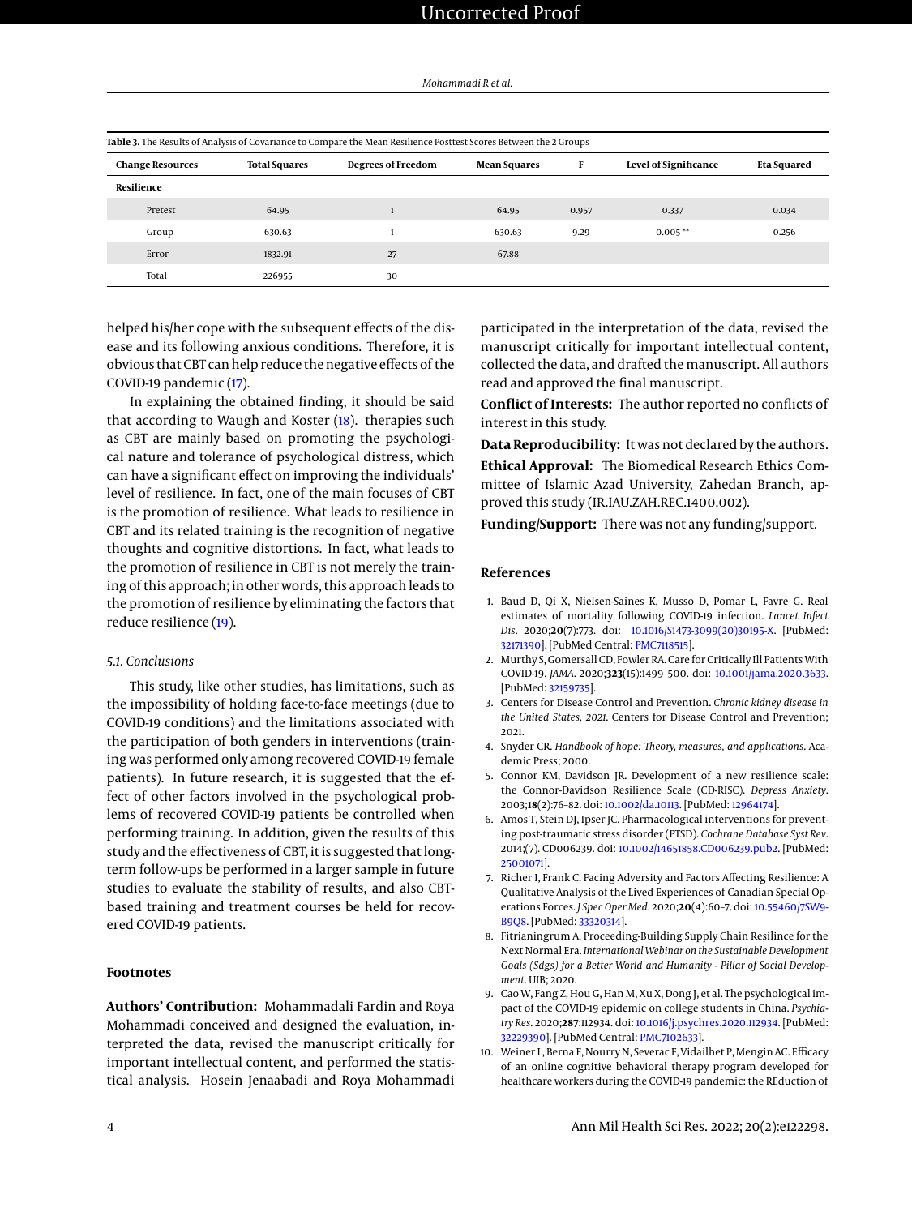**Table 3.** The Results of Analysis of Covariance to Compare the Mean Resilience Posttest Scores Between the 2 Groups

| Change Resources | Total Squares | Degrees of Freedom | Mean Squares | F | Level of Significance | Eta Squared |
|---|---|---|---|---|---|---|
| **Resilience** | | | | | | |
| Pretest | 64.95 | 1 | 64.95 | 0.957 | 0.337 | 0.034 |
| Group | 630.63 | 1 | 630.63 | 9.29 | 0.005 ** | 0.256 |
| Error | 1832.91 | 27 | 67.88 | | | |
| Total | 226955 | 30 | | | | |

helped his/her cope with the subsequent effects of the disease and its following anxious conditions. Therefore, it is obvious that CBT can help reduce the negative effects of the COVID-19 pandemic (17).

In explaining the obtained finding, it should be said that according to Waugh and Koster (18). therapies such as CBT are mainly based on promoting the psychological nature and tolerance of psychological distress, which can have a significant effect on improving the individuals' level of resilience. In fact, one of the main focuses of CBT is the promotion of resilience. What leads to resilience in CBT and its related training is the recognition of negative thoughts and cognitive distortions. In fact, what leads to the promotion of resilience in CBT is not merely the training of this approach; in other words, this approach leads to the promotion of resilience by eliminating the factors that reduce resilience (19).

### 5.1. Conclusions

This study, like other studies, has limitations, such as the impossibility of holding face-to-face meetings (due to COVID-19 conditions) and the limitations associated with the participation of both genders in interventions (training was performed only among recovered COVID-19 female patients). In future research, it is suggested that the effect of other factors involved in the psychological problems of recovered COVID-19 patients be controlled when performing training. In addition, given the results of this study and the effectiveness of CBT, it is suggested that long-term follow-ups be performed in a larger sample in future studies to evaluate the stability of results, and also CBT-based training and treatment courses be held for recovered COVID-19 patients.

## Footnotes

**Authors' Contribution:** Mohammadali Fardin and Roya Mohammadi conceived and designed the evaluation, interpreted the data, revised the manuscript critically for important intellectual content, and performed the statistical analysis. Hosein Jenaabadi and Roya Mohammadi participated in the interpretation of the data, revised the manuscript critically for important intellectual content, collected the data, and drafted the manuscript. All authors read and approved the final manuscript.

**Conflict of Interests:** The author reported no conflicts of interest in this study.

**Data Reproducibility:** It was not declared by the authors.

**Ethical Approval:** The Biomedical Research Ethics Committee of Islamic Azad University, Zahedan Branch, approved this study (IR.IAU.ZAH.REC.1400.002).

**Funding/Support:** There was not any funding/support.

## References

1. Baud D, Qi X, Nielsen-Saines K, Musso D, Pomar L, Favre G. Real estimates of mortality following COVID-19 infection. *Lancet Infect Dis*. 2020;**20**(7):773. doi: 10.1016/S1473-3099(20)30195-X. [PubMed: 32171390]. [PubMed Central: PMC7118515].
2. Murthy S, Gomersall CD, Fowler RA. Care for Critically Ill Patients With COVID-19. *JAMA*. 2020;**323**(15):1499–500. doi: 10.1001/jama.2020.3633. [PubMed: 32159735].
3. Centers for Disease Control and Prevention. *Chronic kidney disease in the United States, 2021*. Centers for Disease Control and Prevention; 2021.
4. Snyder CR. *Handbook of hope: Theory, measures, and applications*. Academic Press; 2000.
5. Connor KM, Davidson JR. Development of a new resilience scale: the Connor-Davidson Resilience Scale (CD-RISC). *Depress Anxiety*. 2003;**18**(2):76–82. doi: 10.1002/da.10113. [PubMed: 12964174].
6. Amos T, Stein DJ, Ipser JC. Pharmacological interventions for preventing post-traumatic stress disorder (PTSD). *Cochrane Database Syst Rev*. 2014;(7). CD006239. doi: 10.1002/14651858.CD006239.pub2. [PubMed: 25001071].
7. Richer I, Frank C. Facing Adversity and Factors Affecting Resilience: A Qualitative Analysis of the Lived Experiences of Canadian Special Operations Forces. *J Spec Oper Med*. 2020;**20**(4):60–7. doi: 10.55460/7SW9-B9Q8. [PubMed: 33320314].
8. Fitrianingrum A. Proceeding-Building Supply Chain Resilience for the Next Normal Era. *International Webinar on the Sustainable Development Goals (Sdgs) for a Better World and Humanity - Pillar of Social Development*. UIB; 2020.
9. Cao W, Fang Z, Hou G, Han M, Xu X, Dong J, et al. The psychological impact of the COVID-19 epidemic on college students in China. *Psychiatry Res*. 2020;**287**:112934. doi: 10.1016/j.psychres.2020.112934. [PubMed: 32229390]. [PubMed Central: PMC7102633].
10. Weiner L, Berna F, Nourry N, Severac F, Vidailhet P, Mengin AC. Efficacy of an online cognitive behavioral therapy program developed for healthcare workers during the COVID-19 pandemic: the REduction of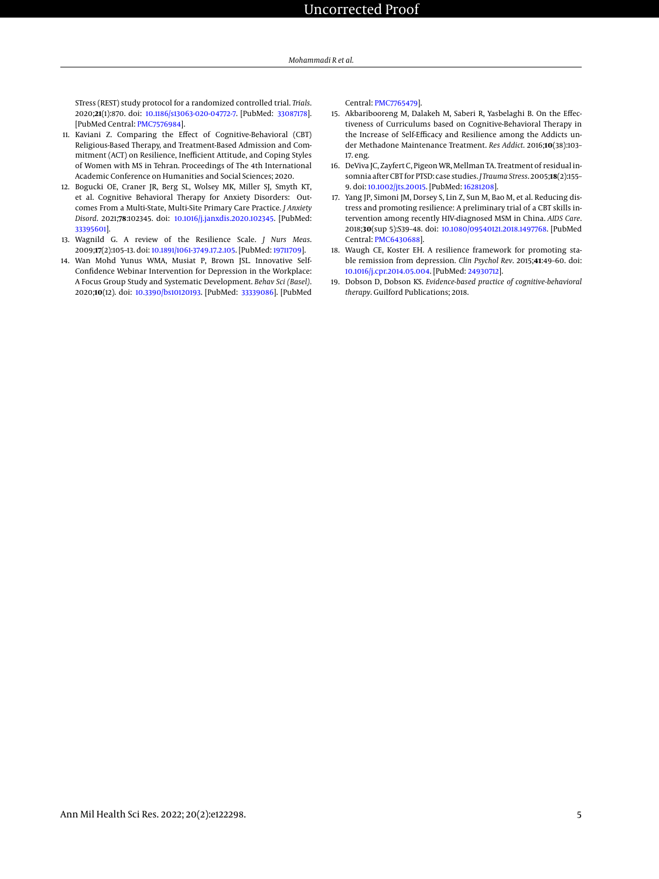STress (REST) study protocol for a randomized controlled trial. *Trials*. 2020;**21**(1):870. doi: 10.1186/s13063-020-04772-7. [PubMed: 33087178]. [PubMed Central: PMC7576984].

11. Kaviani Z. Comparing the Effect of Cognitive-Behavioral (CBT) Religious-Based Therapy, and Treatment-Based Admission and Commitment (ACT) on Resilience, Inefficient Attitude, and Coping Styles of Women with MS in Tehran. Proceedings of The 4th International Academic Conference on Humanities and Social Sciences; 2020.
12. Bogucki OE, Craner JR, Berg SL, Wolsey MK, Miller SJ, Smyth KT, et al. Cognitive Behavioral Therapy for Anxiety Disorders: Outcomes From a Multi-State, Multi-Site Primary Care Practice. *J Anxiety Disord*. 2021;**78**:102345. doi: 10.1016/j.janxdis.2020.102345. [PubMed: 33395601].
13. Wagnild G. A review of the Resilience Scale. *J Nurs Meas*. 2009;**17**(2):105–13. doi: 10.1891/1061-3749.17.2.105. [PubMed: 19711709].
14. Wan Mohd Yunus WMA, Musiat P, Brown JSL. Innovative Self-Confidence Webinar Intervention for Depression in the Workplace: A Focus Group Study and Systematic Development. *Behav Sci (Basel)*. 2020;**10**(12). doi: 10.3390/bs10120193. [PubMed: 33339086]. [PubMed Central: PMC7765479].
15. Akbaribooreng M, Dalakeh M, Saberi R, Yasbelaghi B. On the Effectiveness of Curriculums based on Cognitive-Behavioral Therapy in the Increase of Self-Efficacy and Resilience among the Addicts under Methadone Maintenance Treatment. *Res Addict*. 2016;**10**(38):103–17. eng.
16. DeViva JC, Zayfert C, Pigeon WR, Mellman TA. Treatment of residual insomnia after CBT for PTSD: case studies. *J Trauma Stress*. 2005;**18**(2):155–9. doi: 10.1002/jts.20015. [PubMed: 16281208].
17. Yang JP, Simoni JM, Dorsey S, Lin Z, Sun M, Bao M, et al. Reducing distress and promoting resilience: A preliminary trial of a CBT skills intervention among recently HIV-diagnosed MSM in China. *AIDS Care*. 2018;**30**(sup 5):S39–48. doi: 10.1080/09540121.2018.1497768. [PubMed Central: PMC6430688].
18. Waugh CE, Koster EH. A resilience framework for promoting stable remission from depression. *Clin Psychol Rev*. 2015;**41**:49–60. doi: 10.1016/j.cpr.2014.05.004. [PubMed: 24930712].
19. Dobson D, Dobson KS. *Evidence-based practice of cognitive-behavioral therapy*. Guilford Publications; 2018.